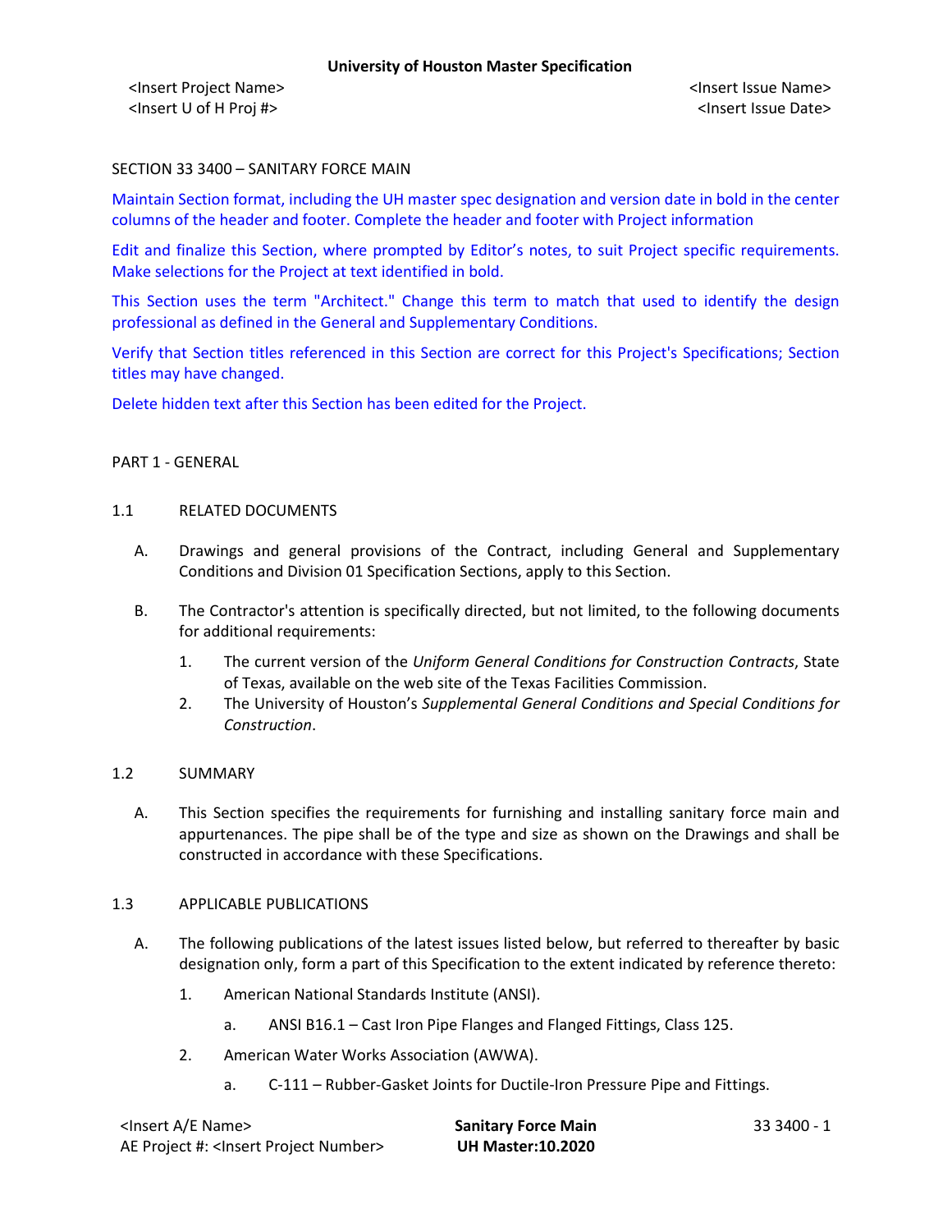SECTION 33 3400 – SANITARY FORCE MAIN

Maintain Section format, including the UH master spec designation and version date in bold in the center columns of the header and footer. Complete the header and footer with Project information

Edit and finalize this Section, where prompted by Editor's notes, to suit Project specific requirements. Make selections for the Project at text identified in bold.

This Section uses the term "Architect." Change this term to match that used to identify the design professional as defined in the General and Supplementary Conditions.

Verify that Section titles referenced in this Section are correct for this Project's Specifications; Section titles may have changed.

Delete hidden text after this Section has been edited for the Project.

## PART 1 - GENERAL

### 1.1 RELATED DOCUMENTS

A. Drawings and general provisions of the Contract, including General and Supplementary Conditions and Division 01 Specification Sections, apply to this Section.

B. The Contractor's attention is specifically directed, but not limited, to the following documents for additional requirements:

1. The current version of the *Uniform General Conditions for Construction Contracts*, State of Texas, available on the web site of the Texas Facilities Commission.
2. The University of Houston's *Supplemental General Conditions and Special Conditions for Construction*.

### 1.2 SUMMARY

A. This Section specifies the requirements for furnishing and installing sanitary force main and appurtenances. The pipe shall be of the type and size as shown on the Drawings and shall be constructed in accordance with these Specifications.

### 1.3 APPLICABLE PUBLICATIONS

A. The following publications of the latest issues listed below, but referred to thereafter by basic designation only, form a part of this Specification to the extent indicated by reference thereto:

1. American National Standards Institute (ANSI).
   a. ANSI B16.1 – Cast Iron Pipe Flanges and Flanged Fittings, Class 125.
2. American Water Works Association (AWWA).
   a. C-111 – Rubber-Gasket Joints for Ductile-Iron Pressure Pipe and Fittings.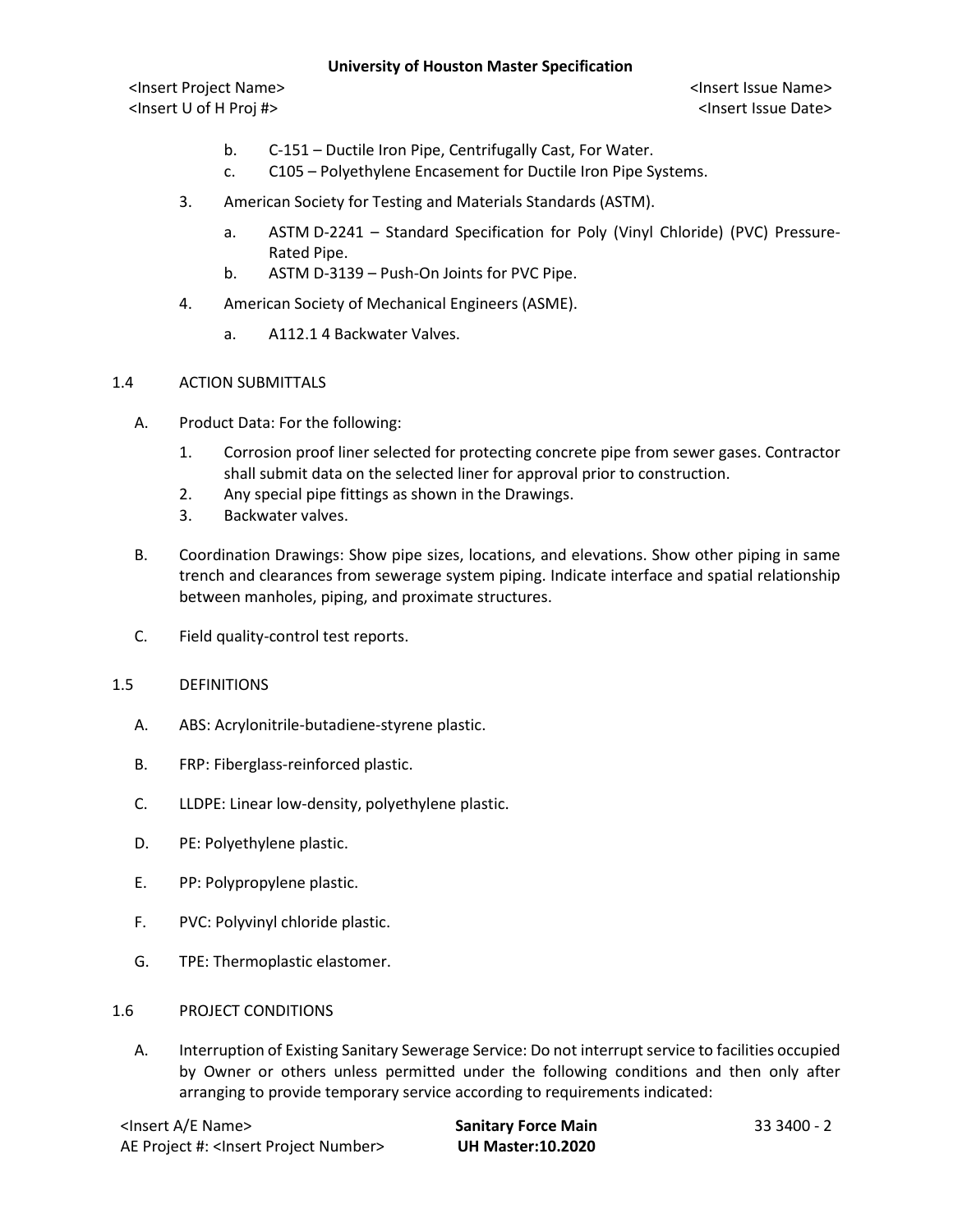b. C-151 – Ductile Iron Pipe, Centrifugally Cast, For Water.
c. C105 – Polyethylene Encasement for Ductile Iron Pipe Systems.

3. American Society for Testing and Materials Standards (ASTM).

a. ASTM D-2241 – Standard Specification for Poly (Vinyl Chloride) (PVC) Pressure-Rated Pipe.
b. ASTM D-3139 – Push-On Joints for PVC Pipe.

4. American Society of Mechanical Engineers (ASME).

a. A112.1 4 Backwater Valves.

## 1.4 ACTION SUBMITTALS

A. Product Data: For the following:

1. Corrosion proof liner selected for protecting concrete pipe from sewer gases. Contractor shall submit data on the selected liner for approval prior to construction.
2. Any special pipe fittings as shown in the Drawings.
3. Backwater valves.

B. Coordination Drawings: Show pipe sizes, locations, and elevations. Show other piping in same trench and clearances from sewerage system piping. Indicate interface and spatial relationship between manholes, piping, and proximate structures.

C. Field quality-control test reports.

## 1.5 DEFINITIONS

A. ABS: Acrylonitrile-butadiene-styrene plastic.

B. FRP: Fiberglass-reinforced plastic.

C. LLDPE: Linear low-density, polyethylene plastic.

D. PE: Polyethylene plastic.

E. PP: Polypropylene plastic.

F. PVC: Polyvinyl chloride plastic.

G. TPE: Thermoplastic elastomer.

## 1.6 PROJECT CONDITIONS

A. Interruption of Existing Sanitary Sewerage Service: Do not interrupt service to facilities occupied by Owner or others unless permitted under the following conditions and then only after arranging to provide temporary service according to requirements indicated: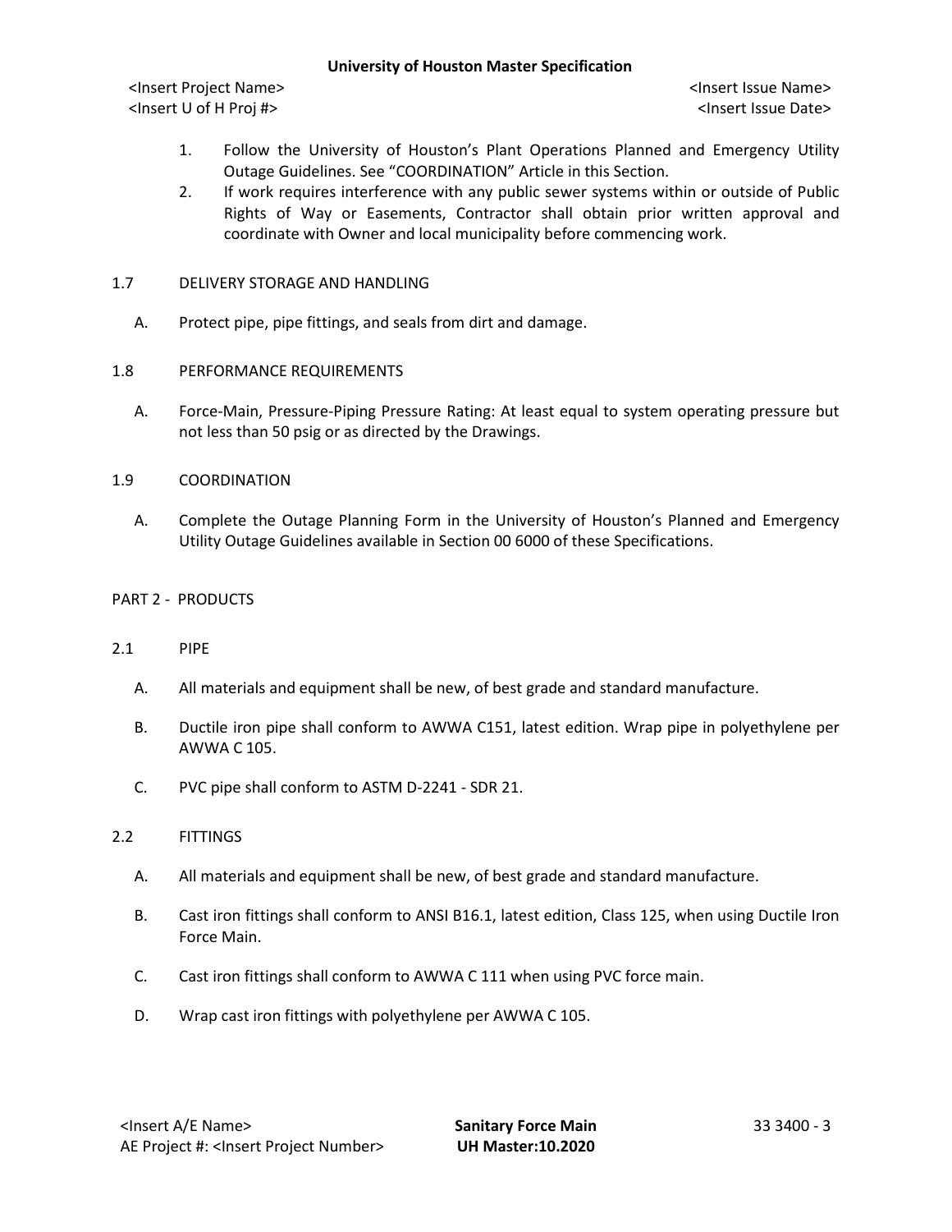1. Follow the University of Houston's Plant Operations Planned and Emergency Utility Outage Guidelines. See "COORDINATION" Article in this Section.
2. If work requires interference with any public sewer systems within or outside of Public Rights of Way or Easements, Contractor shall obtain prior written approval and coordinate with Owner and local municipality before commencing work.

## 1.7 DELIVERY STORAGE AND HANDLING

A. Protect pipe, pipe fittings, and seals from dirt and damage.

## 1.8 PERFORMANCE REQUIREMENTS

A. Force-Main, Pressure-Piping Pressure Rating: At least equal to system operating pressure but not less than 50 psig or as directed by the Drawings.

## 1.9 COORDINATION

A. Complete the Outage Planning Form in the University of Houston's Planned and Emergency Utility Outage Guidelines available in Section 00 6000 of these Specifications.

# PART 2 - PRODUCTS

## 2.1 PIPE

A. All materials and equipment shall be new, of best grade and standard manufacture.

B. Ductile iron pipe shall conform to AWWA C151, latest edition. Wrap pipe in polyethylene per AWWA C 105.

C. PVC pipe shall conform to ASTM D-2241 - SDR 21.

## 2.2 FITTINGS

A. All materials and equipment shall be new, of best grade and standard manufacture.

B. Cast iron fittings shall conform to ANSI B16.1, latest edition, Class 125, when using Ductile Iron Force Main.

C. Cast iron fittings shall conform to AWWA C 111 when using PVC force main.

D. Wrap cast iron fittings with polyethylene per AWWA C 105.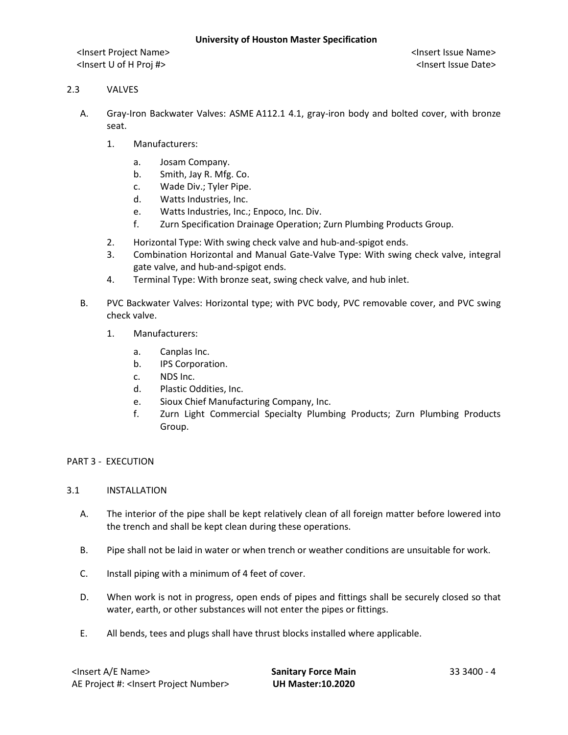## 2.3 VALVES

A. Gray-Iron Backwater Valves: ASME A112.1 4.1, gray-iron body and bolted cover, with bronze seat.

1. Manufacturers:
   a. Josam Company.
   b. Smith, Jay R. Mfg. Co.
   c. Wade Div.; Tyler Pipe.
   d. Watts Industries, Inc.
   e. Watts Industries, Inc.; Enpoco, Inc. Div.
   f. Zurn Specification Drainage Operation; Zurn Plumbing Products Group.
2. Horizontal Type: With swing check valve and hub-and-spigot ends.
3. Combination Horizontal and Manual Gate-Valve Type: With swing check valve, integral gate valve, and hub-and-spigot ends.
4. Terminal Type: With bronze seat, swing check valve, and hub inlet.

B. PVC Backwater Valves: Horizontal type; with PVC body, PVC removable cover, and PVC swing check valve.

1. Manufacturers:
   a. Canplas Inc.
   b. IPS Corporation.
   c. NDS Inc.
   d. Plastic Oddities, Inc.
   e. Sioux Chief Manufacturing Company, Inc.
   f. Zurn Light Commercial Specialty Plumbing Products; Zurn Plumbing Products Group.

# PART 3 - EXECUTION

## 3.1 INSTALLATION

A. The interior of the pipe shall be kept relatively clean of all foreign matter before lowered into the trench and shall be kept clean during these operations.

B. Pipe shall not be laid in water or when trench or weather conditions are unsuitable for work.

C. Install piping with a minimum of 4 feet of cover.

D. When work is not in progress, open ends of pipes and fittings shall be securely closed so that water, earth, or other substances will not enter the pipes or fittings.

E. All bends, tees and plugs shall have thrust blocks installed where applicable.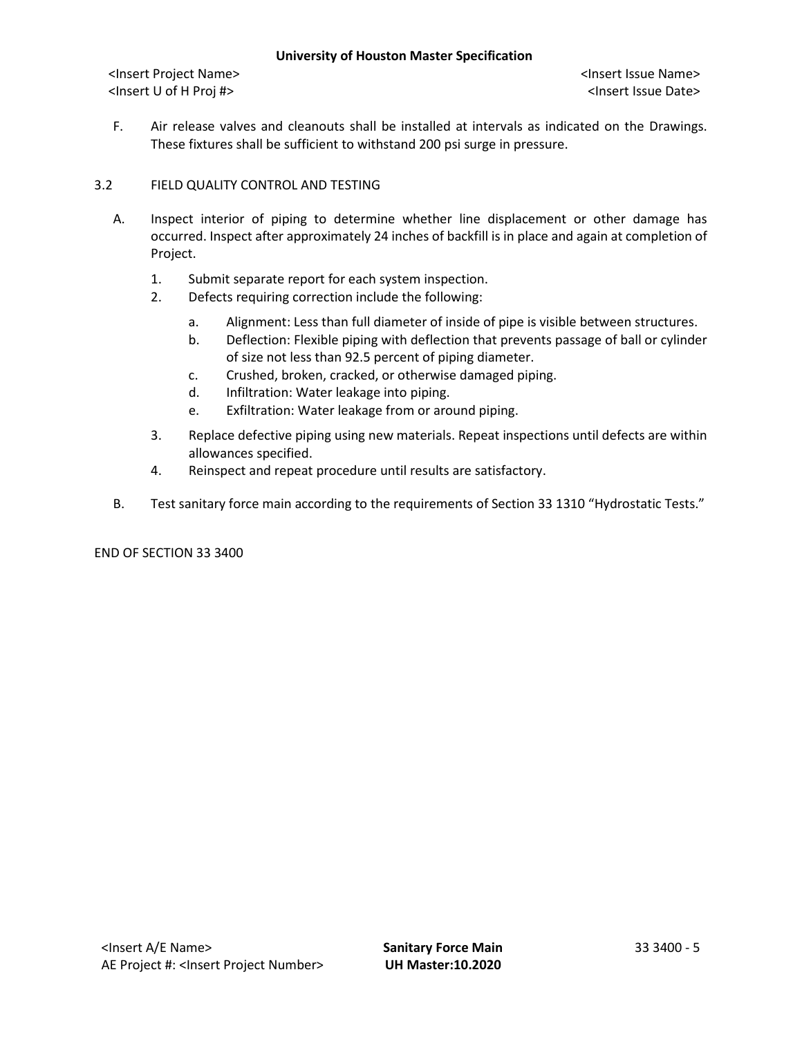F. Air release valves and cleanouts shall be installed at intervals as indicated on the Drawings. These fixtures shall be sufficient to withstand 200 psi surge in pressure.

3.2 FIELD QUALITY CONTROL AND TESTING

A. Inspect interior of piping to determine whether line displacement or other damage has occurred. Inspect after approximately 24 inches of backfill is in place and again at completion of Project.

1. Submit separate report for each system inspection.
2. Defects requiring correction include the following:
   a. Alignment: Less than full diameter of inside of pipe is visible between structures.
   b. Deflection: Flexible piping with deflection that prevents passage of ball or cylinder of size not less than 92.5 percent of piping diameter.
   c. Crushed, broken, cracked, or otherwise damaged piping.
   d. Infiltration: Water leakage into piping.
   e. Exfiltration: Water leakage from or around piping.
3. Replace defective piping using new materials. Repeat inspections until defects are within allowances specified.
4. Reinspect and repeat procedure until results are satisfactory.

B. Test sanitary force main according to the requirements of Section 33 1310 “Hydrostatic Tests.”

END OF SECTION 33 3400